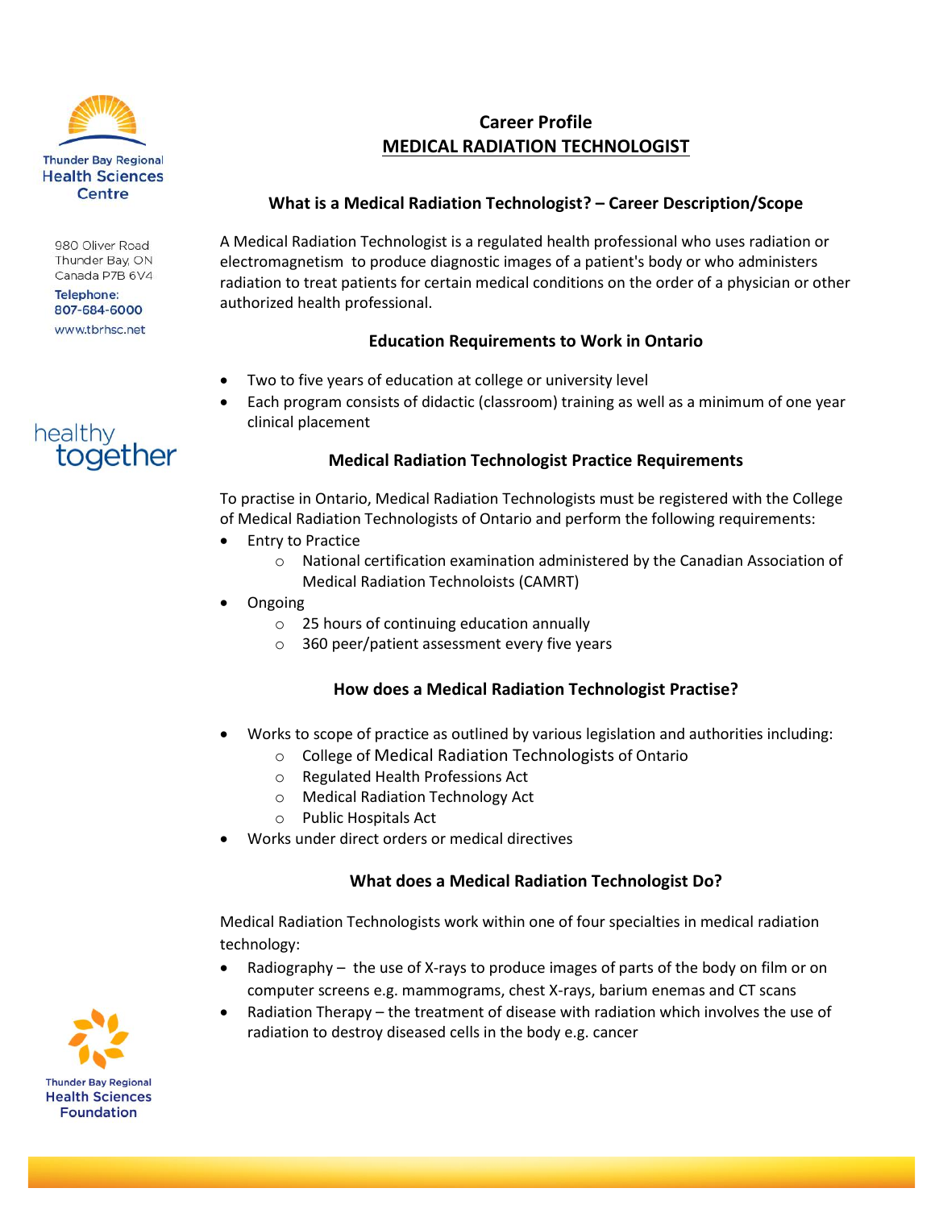Thunder Bay Regional Health Sciences Centre

980 Oliver Road
Thunder Bay, ON
Canada P7B 6V4

Telephone:
807-684-6000

www.tbrhsc.net

healthy together

# Career Profile

## MEDICAL RADIATION TECHNOLOGIST

### What is a Medical Radiation Technologist? – Career Description/Scope

A Medical Radiation Technologist is a regulated health professional who uses radiation or electromagnetism to produce diagnostic images of a patient's body or who administers radiation to treat patients for certain medical conditions on the order of a physician or other authorized health professional.

### Education Requirements to Work in Ontario

- Two to five years of education at college or university level
- Each program consists of didactic (classroom) training as well as a minimum of one year clinical placement

### Medical Radiation Technologist Practice Requirements

To practise in Ontario, Medical Radiation Technologists must be registered with the College of Medical Radiation Technologists of Ontario and perform the following requirements:

- Entry to Practice
  - National certification examination administered by the Canadian Association of Medical Radiation Technoloists (CAMRT)
- Ongoing
  - 25 hours of continuing education annually
  - 360 peer/patient assessment every five years

### How does a Medical Radiation Technologist Practise?

- Works to scope of practice as outlined by various legislation and authorities including:
  - College of Medical Radiation Technologists of Ontario
  - Regulated Health Professions Act
  - Medical Radiation Technology Act
  - Public Hospitals Act
- Works under direct orders or medical directives

### What does a Medical Radiation Technologist Do?

Medical Radiation Technologists work within one of four specialties in medical radiation technology:

- Radiography – the use of X-rays to produce images of parts of the body on film or on computer screens e.g. mammograms, chest X-rays, barium enemas and CT scans
- Radiation Therapy – the treatment of disease with radiation which involves the use of radiation to destroy diseased cells in the body e.g. cancer

Thunder Bay Regional Health Sciences Foundation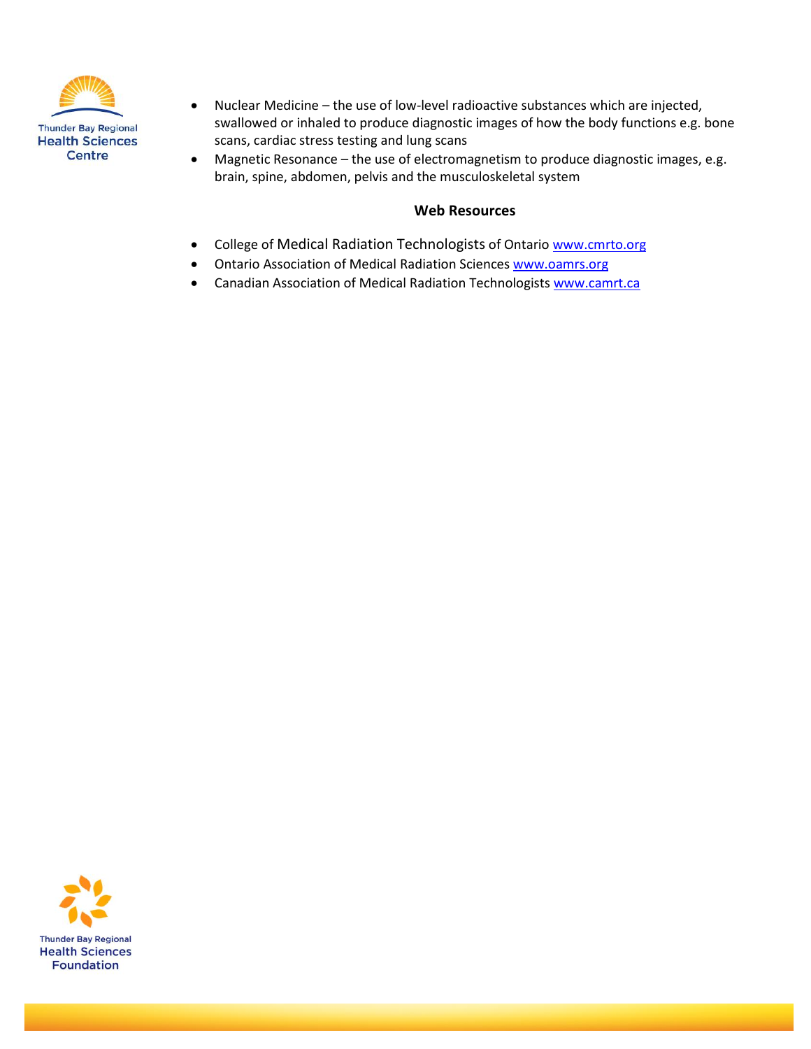- Nuclear Medicine – the use of low-level radioactive substances which are injected, swallowed or inhaled to produce diagnostic images of how the body functions e.g. bone scans, cardiac stress testing and lung scans
- Magnetic Resonance – the use of electromagnetism to produce diagnostic images, e.g. brain, spine, abdomen, pelvis and the musculoskeletal system

**Web Resources**

- College of Medical Radiation Technologists of Ontario www.cmrto.org
- Ontario Association of Medical Radiation Sciences www.oamrs.org
- Canadian Association of Medical Radiation Technologists www.camrt.ca